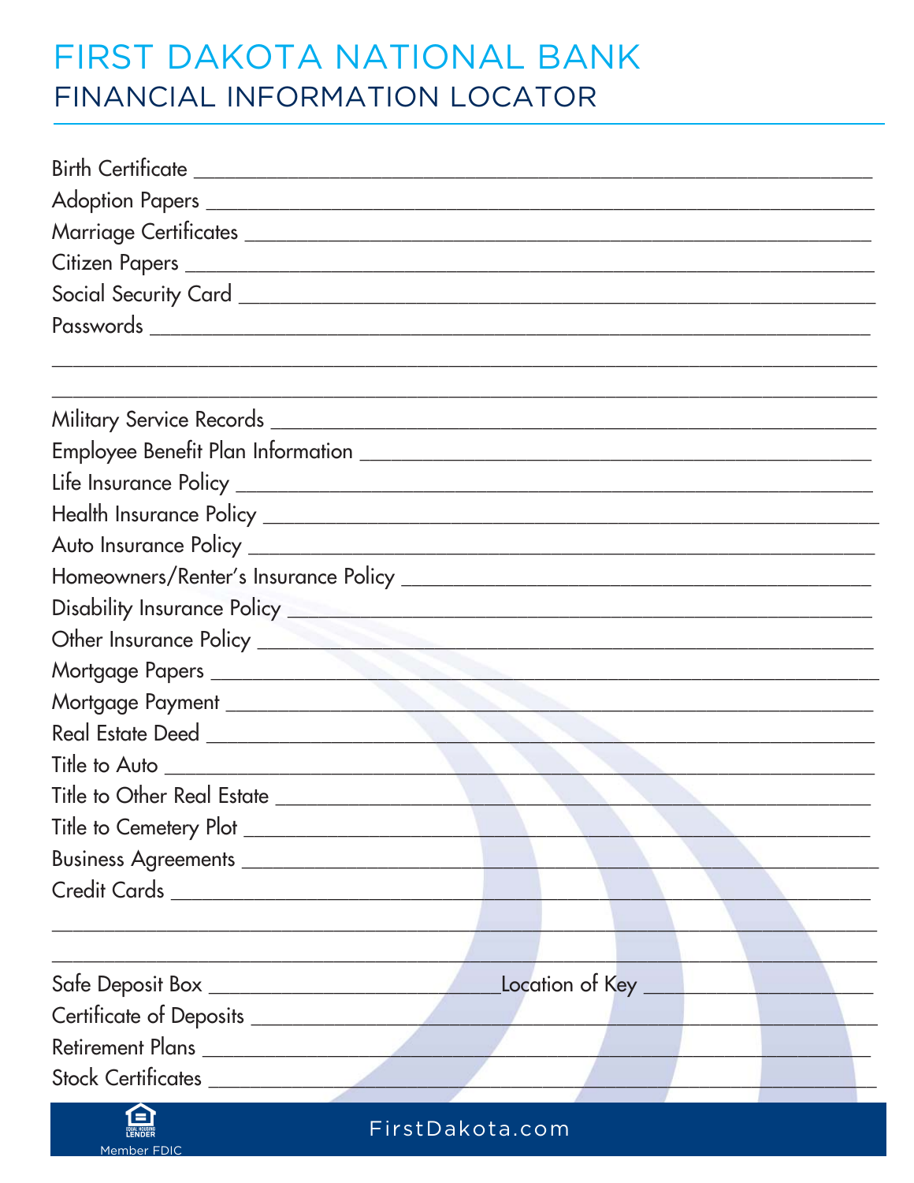# FIRST DAKOTA NATIONAL BANK

## FINANCIAL INFORMATION LOCATOR

Birth Certificate ______________________________________________

Adoption Papers ______________________________________________

Marriage Certificates ______________________________________________

Citizen Papers ______________________________________________

Social Security Card ______________________________________________

Passwords ______________________________________________

______________________________________________

______________________________________________

Military Service Records ______________________________________________

Employee Benefit Plan Information ______________________________________________

Life Insurance Policy ______________________________________________

Health Insurance Policy ______________________________________________

Auto Insurance Policy ______________________________________________

Homeowners/Renter's Insurance Policy ______________________________________________

Disability Insurance Policy ______________________________________________

Other Insurance Policy ______________________________________________

Mortgage Papers ______________________________________________

Mortgage Payment ______________________________________________

Real Estate Deed ______________________________________________

Title to Auto ______________________________________________

Title to Other Real Estate ______________________________________________

Title to Cemetery Plot ______________________________________________

Business Agreements ______________________________________________

Credit Cards ______________________________________________

______________________________________________

______________________________________________

Safe Deposit Box ______________________ Location of Key ______________________

Certificate of Deposits ______________________________________________

Retirement Plans ______________________________________________

Stock Certificates ______________________________________________

Member FDIC

FirstDakota.com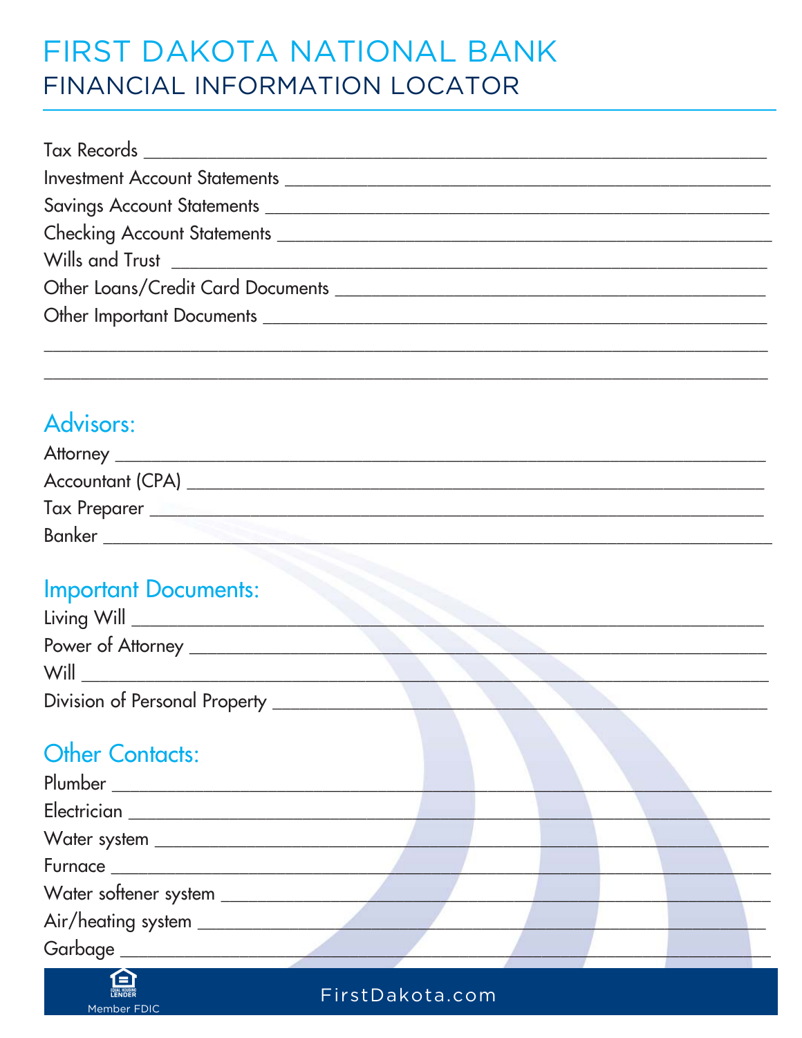# FIRST DAKOTA NATIONAL BANK

## FINANCIAL INFORMATION LOCATOR

Tax Records ______________________________________________________________

Investment Account Statements ______________________________________________

Savings Account Statements ________________________________________________

Checking Account Statements _______________________________________________

Wills and Trust ___________________________________________________________

Other Loans/Credit Card Documents __________________________________________

Other Important Documents _________________________________________________

_______________________________________________________________________

_______________________________________________________________________

## Advisors:

Attorney ________________________________________________________________

Accountant (CPA) _________________________________________________________

Tax Preparer _____________________________________________________________

Banker __________________________________________________________________

## Important Documents:

Living Will _______________________________________________________________

Power of Attorney _________________________________________________________

Will ____________________________________________________________________

Division of Personal Property ______________________________________________

## Other Contacts:

Plumber _________________________________________________________________

Electrician _______________________________________________________________

Water system _____________________________________________________________

Furnace _________________________________________________________________

Water softener system ______________________________________________________

Air/heating system _________________________________________________________

Garbage _________________________________________________________________

EQUAL HOUSING LENDER

Member FDIC

FirstDakota.com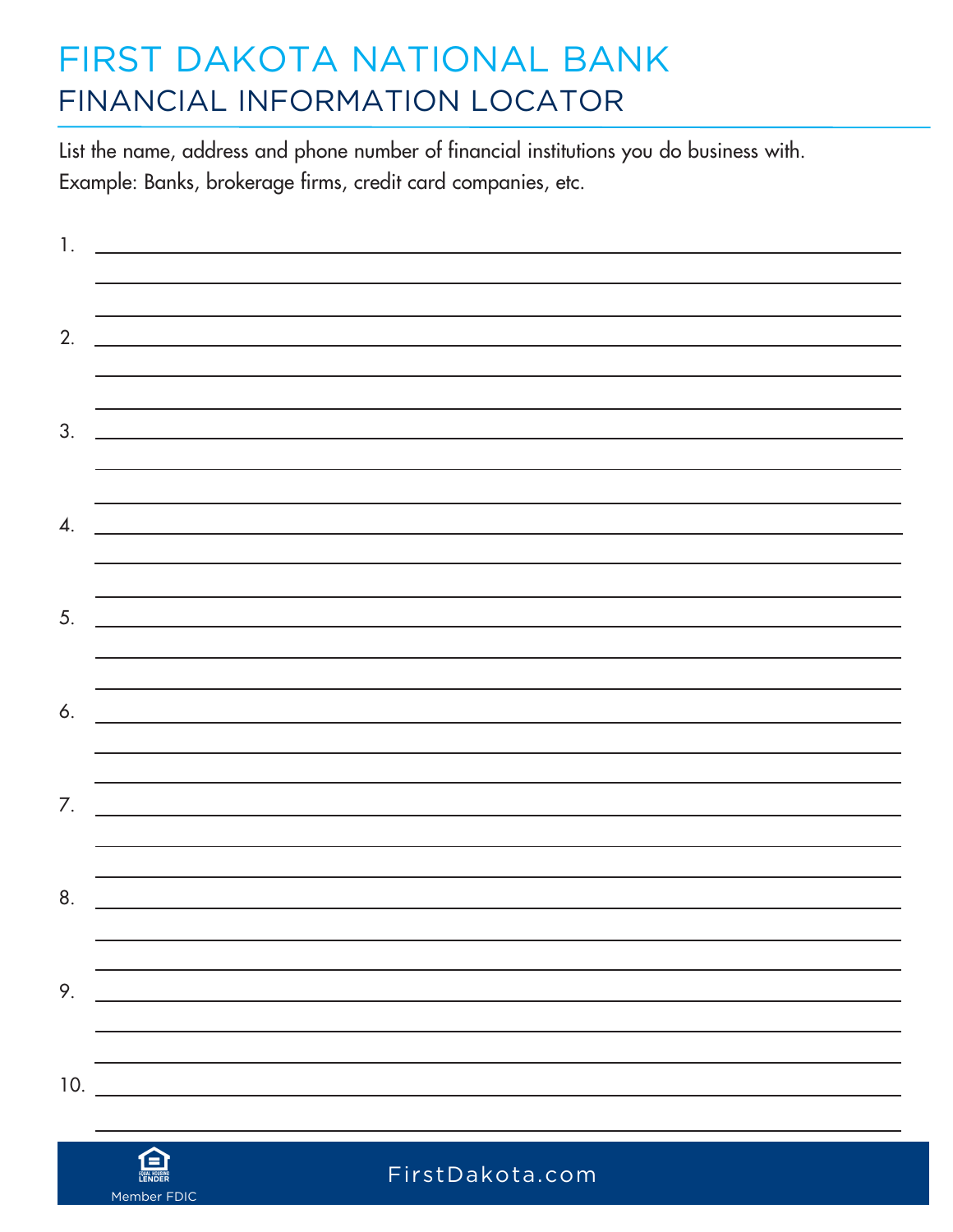# FIRST DAKOTA NATIONAL BANK

## FINANCIAL INFORMATION LOCATOR

List the name, address and phone number of financial institutions you do business with.
Example: Banks, brokerage firms, credit card companies, etc.

1. ______________________________________________

______________________________________________

______________________________________________

2. ______________________________________________

______________________________________________

______________________________________________

3. ______________________________________________

______________________________________________

______________________________________________

4. ______________________________________________

______________________________________________

______________________________________________

5. ______________________________________________

______________________________________________

______________________________________________

6. ______________________________________________

______________________________________________

______________________________________________

7. ______________________________________________

______________________________________________

______________________________________________

8. ______________________________________________

______________________________________________

______________________________________________

9. ______________________________________________

______________________________________________

______________________________________________

10. ______________________________________________

______________________________________________

EQUAL HOUSING LENDER

Member FDIC

FirstDakota.com